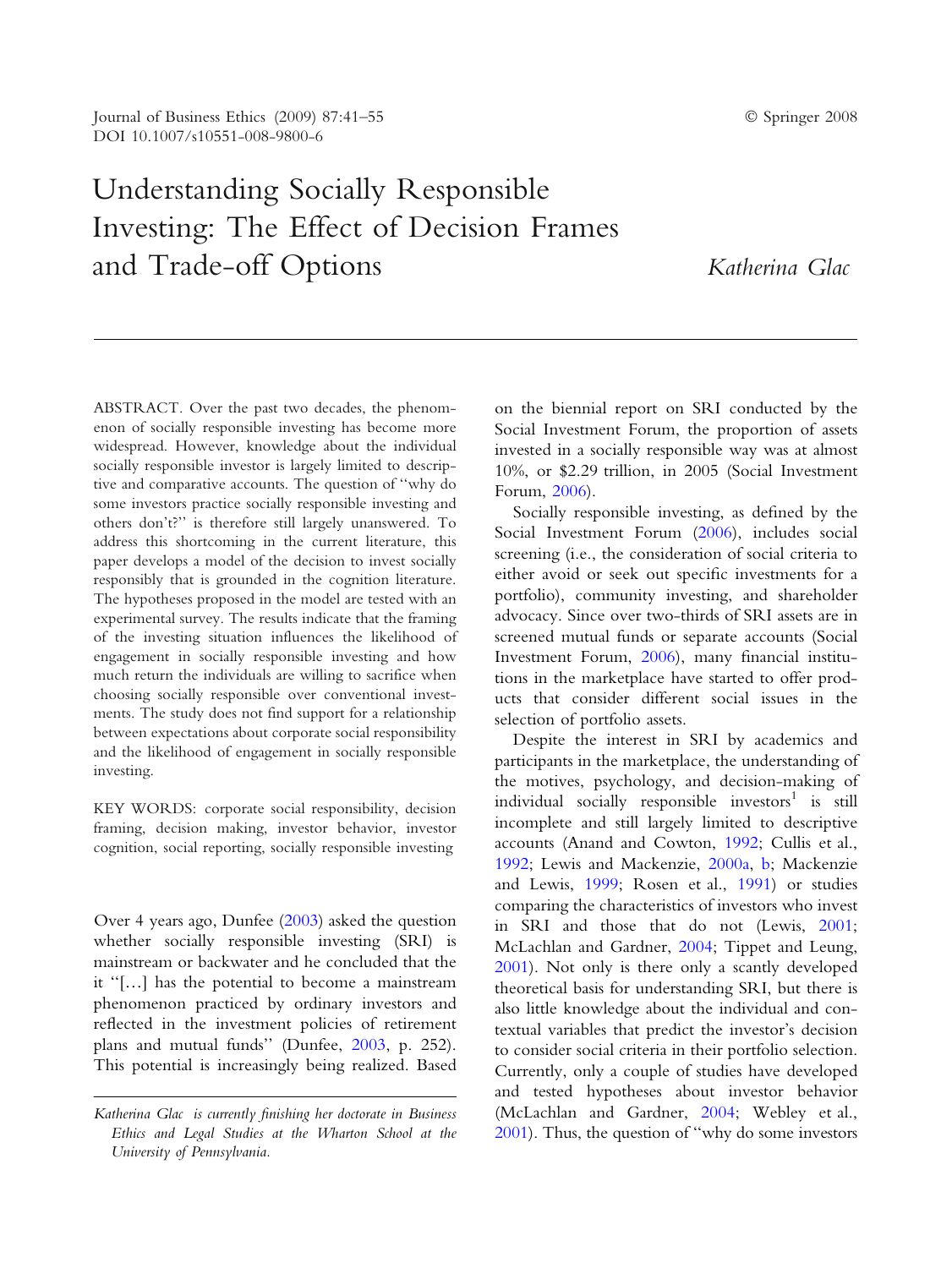# Understanding Socially Responsible Investing: The Effect of Decision Frames and Trade-off Options

*Katherina Glac*

ABSTRACT. Over the past two decades, the phenomenon of socially responsible investing has become more widespread. However, knowledge about the individual socially responsible investor is largely limited to descriptive and comparative accounts. The question of "why do some investors practice socially responsible investing and others don't?" is therefore still largely unanswered. To address this shortcoming in the current literature, this paper develops a model of the decision to invest socially responsibly that is grounded in the cognition literature. The hypotheses proposed in the model are tested with an experimental survey. The results indicate that the framing of the investing situation influences the likelihood of engagement in socially responsible investing and how much return the individuals are willing to sacrifice when choosing socially responsible over conventional investments. The study does not find support for a relationship between expectations about corporate social responsibility and the likelihood of engagement in socially responsible investing.

KEY WORDS: corporate social responsibility, decision framing, decision making, investor behavior, investor cognition, social reporting, socially responsible investing

Over 4 years ago, Dunfee (2003) asked the question whether socially responsible investing (SRI) is mainstream or backwater and he concluded that the it "[…] has the potential to become a mainstream phenomenon practiced by ordinary investors and reflected in the investment policies of retirement plans and mutual funds" (Dunfee, 2003, p. 252). This potential is increasingly being realized. Based on the biennial report on SRI conducted by the Social Investment Forum, the proportion of assets invested in a socially responsible way was at almost 10%, or \$2.29 trillion, in 2005 (Social Investment Forum, 2006).

Socially responsible investing, as defined by the Social Investment Forum (2006), includes social screening (i.e., the consideration of social criteria to either avoid or seek out specific investments for a portfolio), community investing, and shareholder advocacy. Since over two-thirds of SRI assets are in screened mutual funds or separate accounts (Social Investment Forum, 2006), many financial institutions in the marketplace have started to offer products that consider different social issues in the selection of portfolio assets.

Despite the interest in SRI by academics and participants in the marketplace, the understanding of the motives, psychology, and decision-making of individual socially responsible investors[1] is still incomplete and still largely limited to descriptive accounts (Anand and Cowton, 1992; Cullis et al., 1992; Lewis and Mackenzie, 2000a, b; Mackenzie and Lewis, 1999; Rosen et al., 1991) or studies comparing the characteristics of investors who invest in SRI and those that do not (Lewis, 2001; McLachlan and Gardner, 2004; Tippet and Leung, 2001). Not only is there only a scantly developed theoretical basis for understanding SRI, but there is also little knowledge about the individual and contextual variables that predict the investor's decision to consider social criteria in their portfolio selection. Currently, only a couple of studies have developed and tested hypotheses about investor behavior (McLachlan and Gardner, 2004; Webley et al., 2001). Thus, the question of "why do some investors

---

*Katherina Glac is currently finishing her doctorate in Business Ethics and Legal Studies at the Wharton School at the University of Pennsylvania.*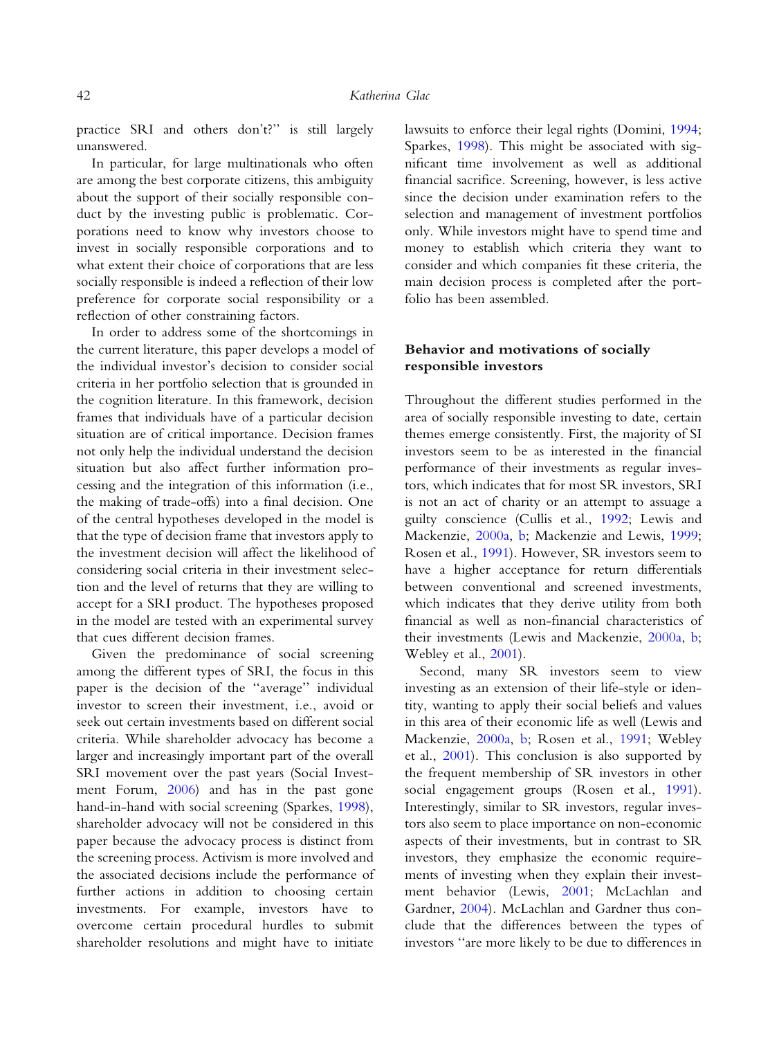practice SRI and others don't?'' is still largely unanswered.

In particular, for large multinationals who often are among the best corporate citizens, this ambiguity about the support of their socially responsible conduct by the investing public is problematic. Corporations need to know why investors choose to invest in socially responsible corporations and to what extent their choice of corporations that are less socially responsible is indeed a reflection of their low preference for corporate social responsibility or a reflection of other constraining factors.

In order to address some of the shortcomings in the current literature, this paper develops a model of the individual investor's decision to consider social criteria in her portfolio selection that is grounded in the cognition literature. In this framework, decision frames that individuals have of a particular decision situation are of critical importance. Decision frames not only help the individual understand the decision situation but also affect further information processing and the integration of this information (i.e., the making of trade-offs) into a final decision. One of the central hypotheses developed in the model is that the type of decision frame that investors apply to the investment decision will affect the likelihood of considering social criteria in their investment selection and the level of returns that they are willing to accept for a SRI product. The hypotheses proposed in the model are tested with an experimental survey that cues different decision frames.

Given the predominance of social screening among the different types of SRI, the focus in this paper is the decision of the ''average'' individual investor to screen their investment, i.e., avoid or seek out certain investments based on different social criteria. While shareholder advocacy has become a larger and increasingly important part of the overall SRI movement over the past years (Social Investment Forum, 2006) and has in the past gone hand-in-hand with social screening (Sparkes, 1998), shareholder advocacy will not be considered in this paper because the advocacy process is distinct from the screening process. Activism is more involved and the associated decisions include the performance of further actions in addition to choosing certain investments. For example, investors have to overcome certain procedural hurdles to submit shareholder resolutions and might have to initiate lawsuits to enforce their legal rights (Domini, 1994; Sparkes, 1998). This might be associated with significant time involvement as well as additional financial sacrifice. Screening, however, is less active since the decision under examination refers to the selection and management of investment portfolios only. While investors might have to spend time and money to establish which criteria they want to consider and which companies fit these criteria, the main decision process is completed after the portfolio has been assembled.

## Behavior and motivations of socially responsible investors

Throughout the different studies performed in the area of socially responsible investing to date, certain themes emerge consistently. First, the majority of SI investors seem to be as interested in the financial performance of their investments as regular investors, which indicates that for most SR investors, SRI is not an act of charity or an attempt to assuage a guilty conscience (Cullis et al., 1992; Lewis and Mackenzie, 2000a, b; Mackenzie and Lewis, 1999; Rosen et al., 1991). However, SR investors seem to have a higher acceptance for return differentials between conventional and screened investments, which indicates that they derive utility from both financial as well as non-financial characteristics of their investments (Lewis and Mackenzie, 2000a, b; Webley et al., 2001).

Second, many SR investors seem to view investing as an extension of their life-style or identity, wanting to apply their social beliefs and values in this area of their economic life as well (Lewis and Mackenzie, 2000a, b; Rosen et al., 1991; Webley et al., 2001). This conclusion is also supported by the frequent membership of SR investors in other social engagement groups (Rosen et al., 1991). Interestingly, similar to SR investors, regular investors also seem to place importance on non-economic aspects of their investments, but in contrast to SR investors, they emphasize the economic requirements of investing when they explain their investment behavior (Lewis, 2001; McLachlan and Gardner, 2004). McLachlan and Gardner thus conclude that the differences between the types of investors ''are more likely to be due to differences in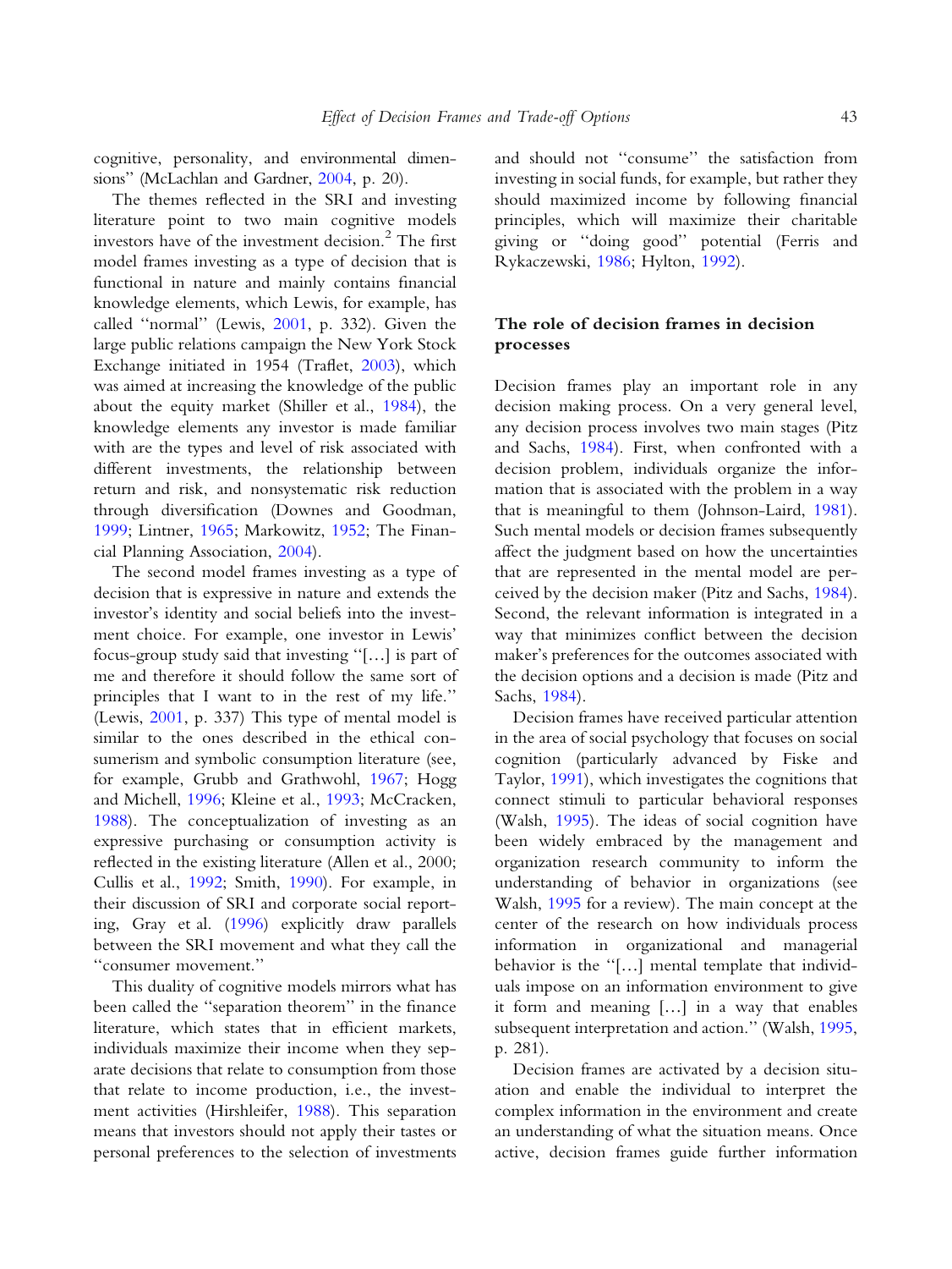cognitive, personality, and environmental dimensions" (McLachlan and Gardner, 2004, p. 20).

The themes reflected in the SRI and investing literature point to two main cognitive models investors have of the investment decision.[2] The first model frames investing as a type of decision that is functional in nature and mainly contains financial knowledge elements, which Lewis, for example, has called "normal" (Lewis, 2001, p. 332). Given the large public relations campaign the New York Stock Exchange initiated in 1954 (Traflet, 2003), which was aimed at increasing the knowledge of the public about the equity market (Shiller et al., 1984), the knowledge elements any investor is made familiar with are the types and level of risk associated with different investments, the relationship between return and risk, and nonsystematic risk reduction through diversification (Downes and Goodman, 1999; Lintner, 1965; Markowitz, 1952; The Financial Planning Association, 2004).

The second model frames investing as a type of decision that is expressive in nature and extends the investor's identity and social beliefs into the investment choice. For example, one investor in Lewis' focus-group study said that investing "[…] is part of me and therefore it should follow the same sort of principles that I want to in the rest of my life." (Lewis, 2001, p. 337) This type of mental model is similar to the ones described in the ethical consumerism and symbolic consumption literature (see, for example, Grubb and Grathwohl, 1967; Hogg and Michell, 1996; Kleine et al., 1993; McCracken, 1988). The conceptualization of investing as an expressive purchasing or consumption activity is reflected in the existing literature (Allen et al., 2000; Cullis et al., 1992; Smith, 1990). For example, in their discussion of SRI and corporate social reporting, Gray et al. (1996) explicitly draw parallels between the SRI movement and what they call the "consumer movement."

This duality of cognitive models mirrors what has been called the "separation theorem" in the finance literature, which states that in efficient markets, individuals maximize their income when they separate decisions that relate to consumption from those that relate to income production, i.e., the investment activities (Hirshleifer, 1988). This separation means that investors should not apply their tastes or personal preferences to the selection of investments and should not "consume" the satisfaction from investing in social funds, for example, but rather they should maximized income by following financial principles, which will maximize their charitable giving or "doing good" potential (Ferris and Rykaczewski, 1986; Hylton, 1992).

## The role of decision frames in decision processes

Decision frames play an important role in any decision making process. On a very general level, any decision process involves two main stages (Pitz and Sachs, 1984). First, when confronted with a decision problem, individuals organize the information that is associated with the problem in a way that is meaningful to them (Johnson-Laird, 1981). Such mental models or decision frames subsequently affect the judgment based on how the uncertainties that are represented in the mental model are perceived by the decision maker (Pitz and Sachs, 1984). Second, the relevant information is integrated in a way that minimizes conflict between the decision maker's preferences for the outcomes associated with the decision options and a decision is made (Pitz and Sachs, 1984).

Decision frames have received particular attention in the area of social psychology that focuses on social cognition (particularly advanced by Fiske and Taylor, 1991), which investigates the cognitions that connect stimuli to particular behavioral responses (Walsh, 1995). The ideas of social cognition have been widely embraced by the management and organization research community to inform the understanding of behavior in organizations (see Walsh, 1995 for a review). The main concept at the center of the research on how individuals process information in organizational and managerial behavior is the "[…] mental template that individuals impose on an information environment to give it form and meaning […] in a way that enables subsequent interpretation and action." (Walsh, 1995, p. 281).

Decision frames are activated by a decision situation and enable the individual to interpret the complex information in the environment and create an understanding of what the situation means. Once active, decision frames guide further information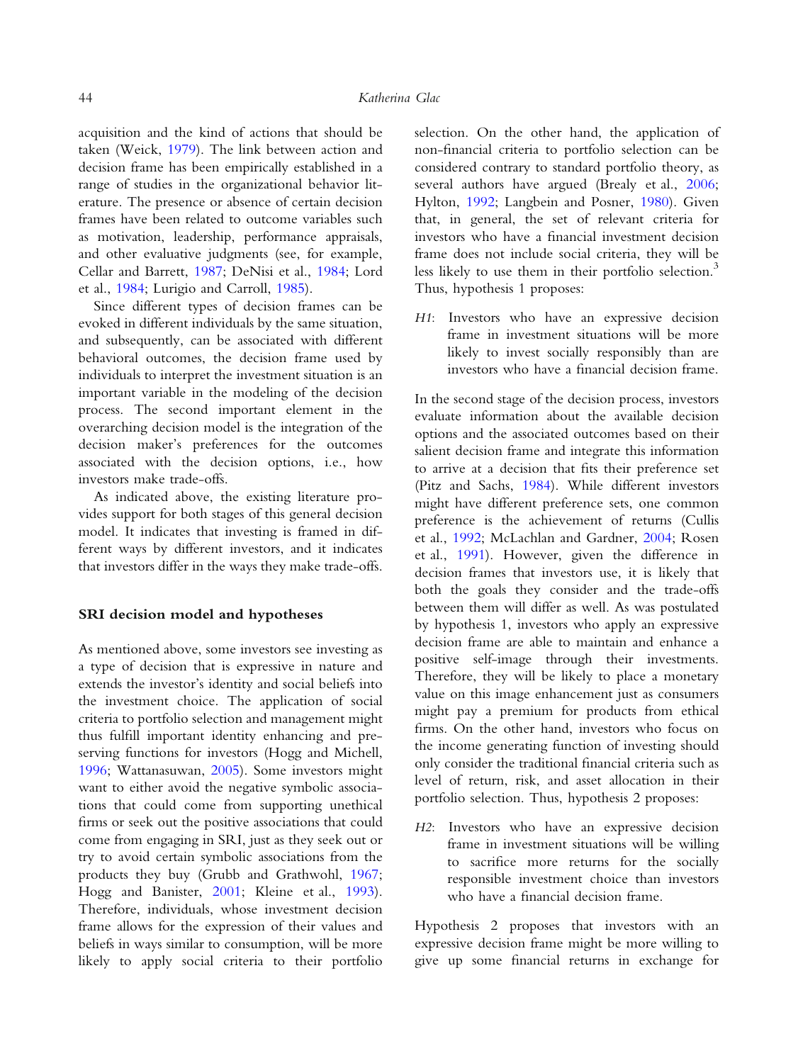acquisition and the kind of actions that should be taken (Weick, 1979). The link between action and decision frame has been empirically established in a range of studies in the organizational behavior literature. The presence or absence of certain decision frames have been related to outcome variables such as motivation, leadership, performance appraisals, and other evaluative judgments (see, for example, Cellar and Barrett, 1987; DeNisi et al., 1984; Lord et al., 1984; Lurigio and Carroll, 1985).

Since different types of decision frames can be evoked in different individuals by the same situation, and subsequently, can be associated with different behavioral outcomes, the decision frame used by individuals to interpret the investment situation is an important variable in the modeling of the decision process. The second important element in the overarching decision model is the integration of the decision maker's preferences for the outcomes associated with the decision options, i.e., how investors make trade-offs.

As indicated above, the existing literature provides support for both stages of this general decision model. It indicates that investing is framed in different ways by different investors, and it indicates that investors differ in the ways they make trade-offs.

## SRI decision model and hypotheses

As mentioned above, some investors see investing as a type of decision that is expressive in nature and extends the investor's identity and social beliefs into the investment choice. The application of social criteria to portfolio selection and management might thus fulfill important identity enhancing and preserving functions for investors (Hogg and Michell, 1996; Wattanasuwan, 2005). Some investors might want to either avoid the negative symbolic associations that could come from supporting unethical firms or seek out the positive associations that could come from engaging in SRI, just as they seek out or try to avoid certain symbolic associations from the products they buy (Grubb and Grathwohl, 1967; Hogg and Banister, 2001; Kleine et al., 1993). Therefore, individuals, whose investment decision frame allows for the expression of their values and beliefs in ways similar to consumption, will be more likely to apply social criteria to their portfolio selection. On the other hand, the application of non-financial criteria to portfolio selection can be considered contrary to standard portfolio theory, as several authors have argued (Brealy et al., 2006; Hylton, 1992; Langbein and Posner, 1980). Given that, in general, the set of relevant criteria for investors who have a financial investment decision frame does not include social criteria, they will be less likely to use them in their portfolio selection.[3] Thus, hypothesis 1 proposes:

> *H1*: Investors who have an expressive decision frame in investment situations will be more likely to invest socially responsibly than are investors who have a financial decision frame.

In the second stage of the decision process, investors evaluate information about the available decision options and the associated outcomes based on their salient decision frame and integrate this information to arrive at a decision that fits their preference set (Pitz and Sachs, 1984). While different investors might have different preference sets, one common preference is the achievement of returns (Cullis et al., 1992; McLachlan and Gardner, 2004; Rosen et al., 1991). However, given the difference in decision frames that investors use, it is likely that both the goals they consider and the trade-offs between them will differ as well. As was postulated by hypothesis 1, investors who apply an expressive decision frame are able to maintain and enhance a positive self-image through their investments. Therefore, they will be likely to place a monetary value on this image enhancement just as consumers might pay a premium for products from ethical firms. On the other hand, investors who focus on the income generating function of investing should only consider the traditional financial criteria such as level of return, risk, and asset allocation in their portfolio selection. Thus, hypothesis 2 proposes:

> *H2*: Investors who have an expressive decision frame in investment situations will be willing to sacrifice more returns for the socially responsible investment choice than investors who have a financial decision frame.

Hypothesis 2 proposes that investors with an expressive decision frame might be more willing to give up some financial returns in exchange for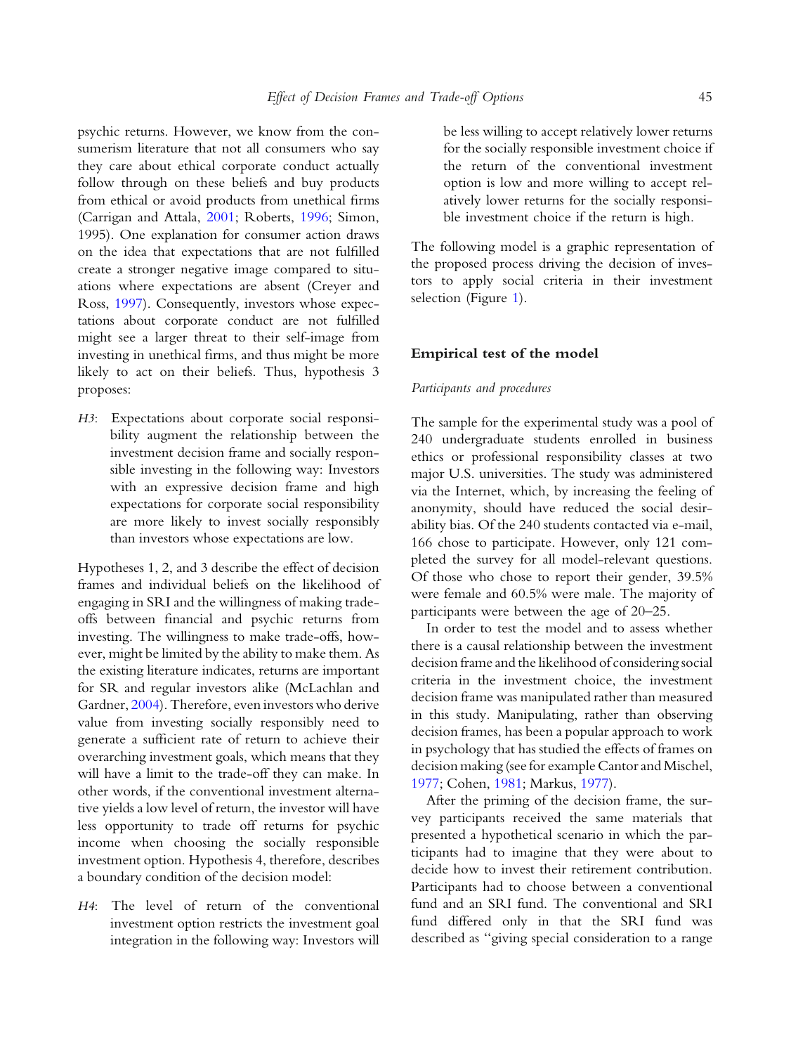psychic returns. However, we know from the consumerism literature that not all consumers who say they care about ethical corporate conduct actually follow through on these beliefs and buy products from ethical or avoid products from unethical firms (Carrigan and Attala, 2001; Roberts, 1996; Simon, 1995). One explanation for consumer action draws on the idea that expectations that are not fulfilled create a stronger negative image compared to situations where expectations are absent (Creyer and Ross, 1997). Consequently, investors whose expectations about corporate conduct are not fulfilled might see a larger threat to their self-image from investing in unethical firms, and thus might be more likely to act on their beliefs. Thus, hypothesis 3 proposes:

*H3*: Expectations about corporate social responsibility augment the relationship between the investment decision frame and socially responsible investing in the following way: Investors with an expressive decision frame and high expectations for corporate social responsibility are more likely to invest socially responsibly than investors whose expectations are low.

Hypotheses 1, 2, and 3 describe the effect of decision frames and individual beliefs on the likelihood of engaging in SRI and the willingness of making trade-offs between financial and psychic returns from investing. The willingness to make trade-offs, however, might be limited by the ability to make them. As the existing literature indicates, returns are important for SR and regular investors alike (McLachlan and Gardner, 2004). Therefore, even investors who derive value from investing socially responsibly need to generate a sufficient rate of return to achieve their overarching investment goals, which means that they will have a limit to the trade-off they can make. In other words, if the conventional investment alternative yields a low level of return, the investor will have less opportunity to trade off returns for psychic income when choosing the socially responsible investment option. Hypothesis 4, therefore, describes a boundary condition of the decision model:

*H4*: The level of return of the conventional investment option restricts the investment goal integration in the following way: Investors will be less willing to accept relatively lower returns for the socially responsible investment choice if the return of the conventional investment option is low and more willing to accept relatively lower returns for the socially responsible investment choice if the return is high.

The following model is a graphic representation of the proposed process driving the decision of investors to apply social criteria in their investment selection (Figure 1).

## Empirical test of the model

### *Participants and procedures*

The sample for the experimental study was a pool of 240 undergraduate students enrolled in business ethics or professional responsibility classes at two major U.S. universities. The study was administered via the Internet, which, by increasing the feeling of anonymity, should have reduced the social desirability bias. Of the 240 students contacted via e-mail, 166 chose to participate. However, only 121 completed the survey for all model-relevant questions. Of those who chose to report their gender, 39.5% were female and 60.5% were male. The majority of participants were between the age of 20–25.

In order to test the model and to assess whether there is a causal relationship between the investment decision frame and the likelihood of considering social criteria in the investment choice, the investment decision frame was manipulated rather than measured in this study. Manipulating, rather than observing decision frames, has been a popular approach to work in psychology that has studied the effects of frames on decision making (see for example Cantor and Mischel, 1977; Cohen, 1981; Markus, 1977).

After the priming of the decision frame, the survey participants received the same materials that presented a hypothetical scenario in which the participants had to imagine that they were about to decide how to invest their retirement contribution. Participants had to choose between a conventional fund and an SRI fund. The conventional and SRI fund differed only in that the SRI fund was described as "giving special consideration to a range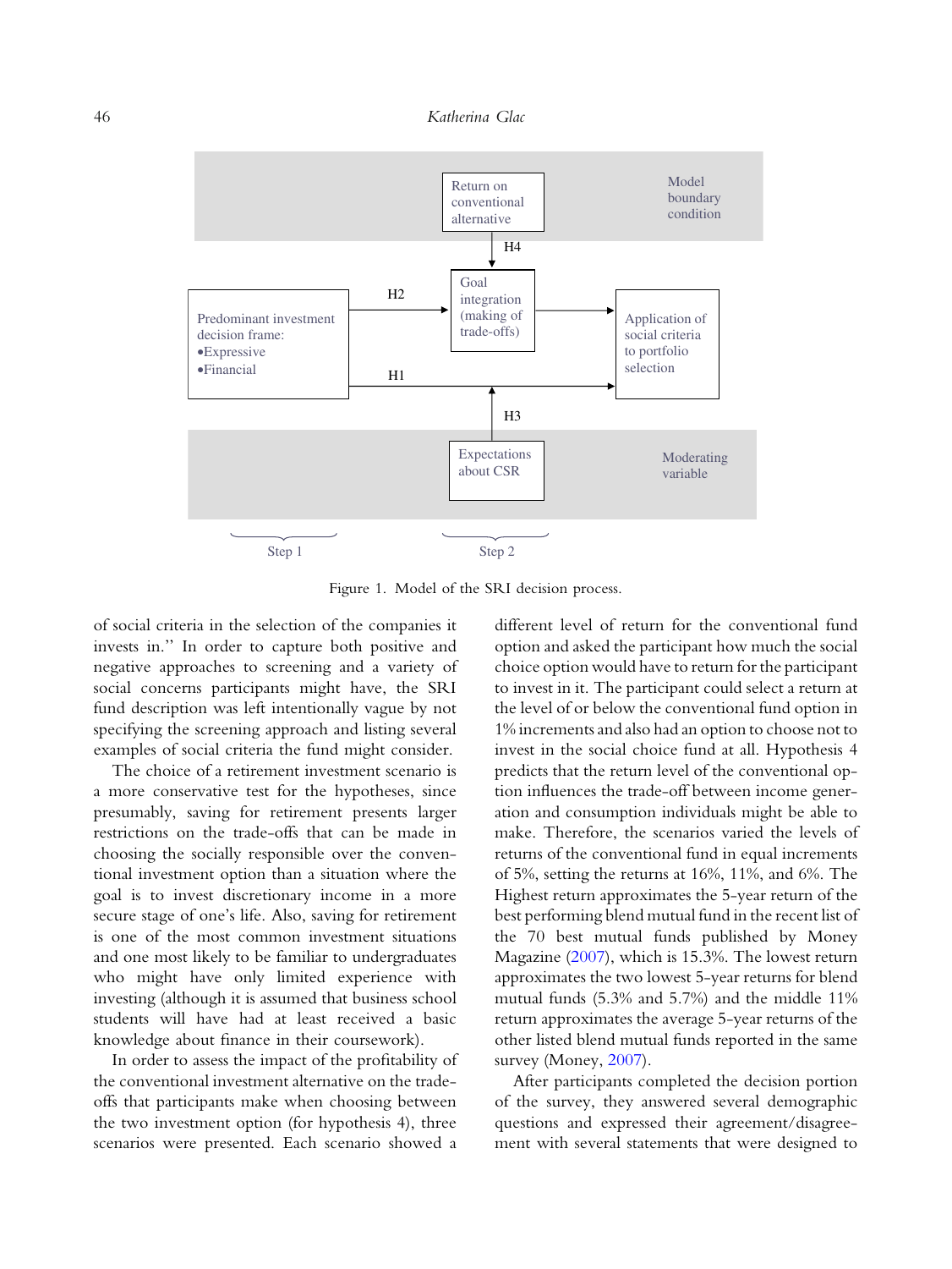Figure 1. Model of the SRI decision process.

of social criteria in the selection of the companies it invests in.'' In order to capture both positive and negative approaches to screening and a variety of social concerns participants might have, the SRI fund description was left intentionally vague by not specifying the screening approach and listing several examples of social criteria the fund might consider.

The choice of a retirement investment scenario is a more conservative test for the hypotheses, since presumably, saving for retirement presents larger restrictions on the trade-offs that can be made in choosing the socially responsible over the conventional investment option than a situation where the goal is to invest discretionary income in a more secure stage of one's life. Also, saving for retirement is one of the most common investment situations and one most likely to be familiar to undergraduates who might have only limited experience with investing (although it is assumed that business school students will have had at least received a basic knowledge about finance in their coursework).

In order to assess the impact of the profitability of the conventional investment alternative on the trade-offs that participants make when choosing between the two investment option (for hypothesis 4), three scenarios were presented. Each scenario showed a different level of return for the conventional fund option and asked the participant how much the social choice option would have to return for the participant to invest in it. The participant could select a return at the level of or below the conventional fund option in 1% increments and also had an option to choose not to invest in the social choice fund at all. Hypothesis 4 predicts that the return level of the conventional option influences the trade-off between income generation and consumption individuals might be able to make. Therefore, the scenarios varied the levels of returns of the conventional fund in equal increments of 5%, setting the returns at 16%, 11%, and 6%. The Highest return approximates the 5-year return of the best performing blend mutual fund in the recent list of the 70 best mutual funds published by Money Magazine (2007), which is 15.3%. The lowest return approximates the two lowest 5-year returns for blend mutual funds (5.3% and 5.7%) and the middle 11% return approximates the average 5-year returns of the other listed blend mutual funds reported in the same survey (Money, 2007).

After participants completed the decision portion of the survey, they answered several demographic questions and expressed their agreement/disagreement with several statements that were designed to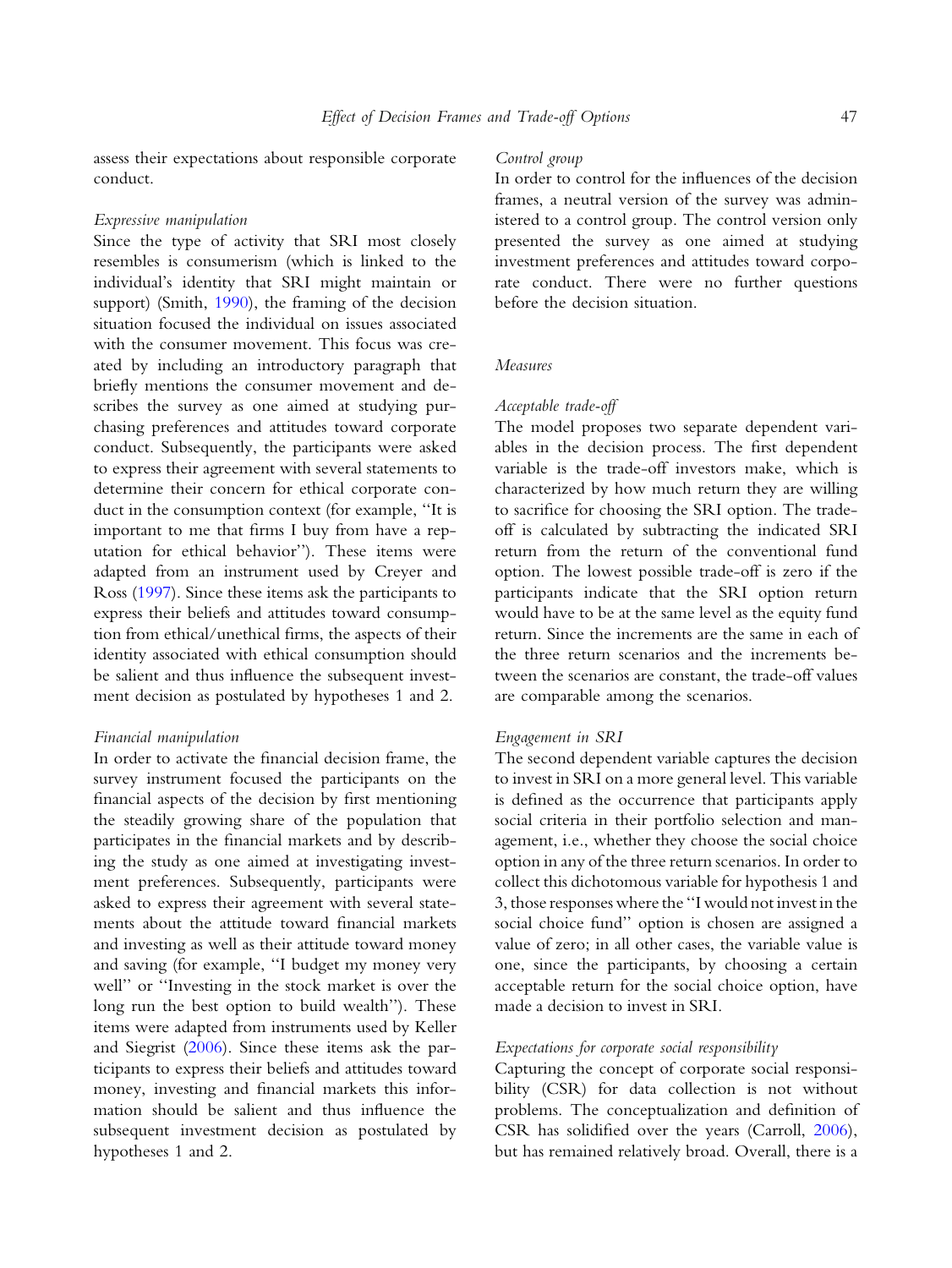assess their expectations about responsible corporate conduct.

*Expressive manipulation*

Since the type of activity that SRI most closely resembles is consumerism (which is linked to the individual's identity that SRI might maintain or support) (Smith, 1990), the framing of the decision situation focused the individual on issues associated with the consumer movement. This focus was created by including an introductory paragraph that briefly mentions the consumer movement and describes the survey as one aimed at studying purchasing preferences and attitudes toward corporate conduct. Subsequently, the participants were asked to express their agreement with several statements to determine their concern for ethical corporate conduct in the consumption context (for example, "It is important to me that firms I buy from have a reputation for ethical behavior"). These items were adapted from an instrument used by Creyer and Ross (1997). Since these items ask the participants to express their beliefs and attitudes toward consumption from ethical/unethical firms, the aspects of their identity associated with ethical consumption should be salient and thus influence the subsequent investment decision as postulated by hypotheses 1 and 2.

*Financial manipulation*

In order to activate the financial decision frame, the survey instrument focused the participants on the financial aspects of the decision by first mentioning the steadily growing share of the population that participates in the financial markets and by describing the study as one aimed at investigating investment preferences. Subsequently, participants were asked to express their agreement with several statements about the attitude toward financial markets and investing as well as their attitude toward money and saving (for example, "I budget my money very well" or "Investing in the stock market is over the long run the best option to build wealth"). These items were adapted from instruments used by Keller and Siegrist (2006). Since these items ask the participants to express their beliefs and attitudes toward money, investing and financial markets this information should be salient and thus influence the subsequent investment decision as postulated by hypotheses 1 and 2.

*Control group*

In order to control for the influences of the decision frames, a neutral version of the survey was administered to a control group. The control version only presented the survey as one aimed at studying investment preferences and attitudes toward corporate conduct. There were no further questions before the decision situation.

*Measures*

*Acceptable trade-off*

The model proposes two separate dependent variables in the decision process. The first dependent variable is the trade-off investors make, which is characterized by how much return they are willing to sacrifice for choosing the SRI option. The trade-off is calculated by subtracting the indicated SRI return from the return of the conventional fund option. The lowest possible trade-off is zero if the participants indicate that the SRI option return would have to be at the same level as the equity fund return. Since the increments are the same in each of the three return scenarios and the increments between the scenarios are constant, the trade-off values are comparable among the scenarios.

*Engagement in SRI*

The second dependent variable captures the decision to invest in SRI on a more general level. This variable is defined as the occurrence that participants apply social criteria in their portfolio selection and management, i.e., whether they choose the social choice option in any of the three return scenarios. In order to collect this dichotomous variable for hypothesis 1 and 3, those responses where the "I would not invest in the social choice fund" option is chosen are assigned a value of zero; in all other cases, the variable value is one, since the participants, by choosing a certain acceptable return for the social choice option, have made a decision to invest in SRI.

*Expectations for corporate social responsibility*

Capturing the concept of corporate social responsibility (CSR) for data collection is not without problems. The conceptualization and definition of CSR has solidified over the years (Carroll, 2006), but has remained relatively broad. Overall, there is a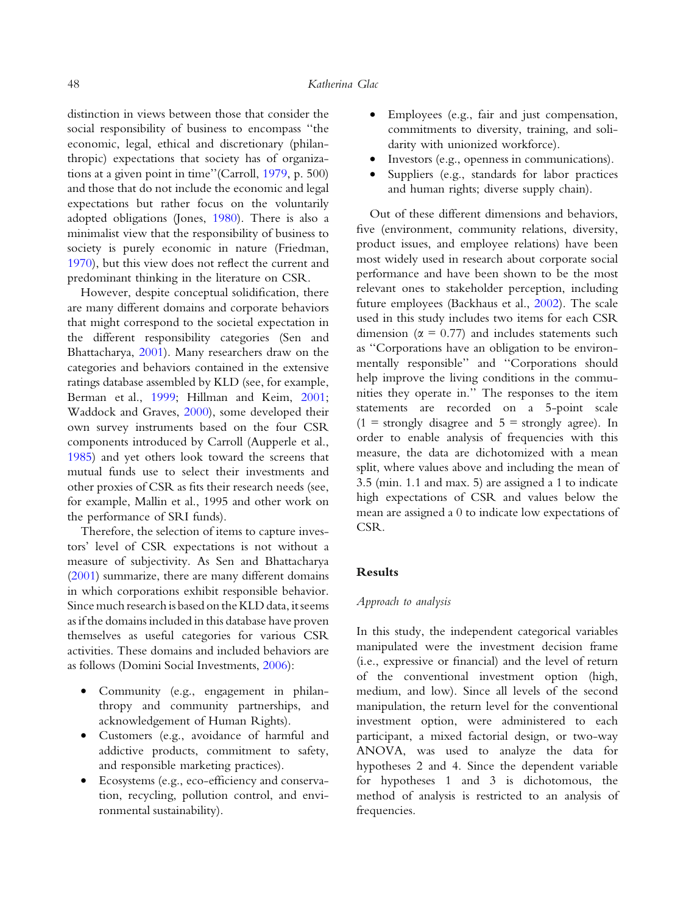distinction in views between those that consider the social responsibility of business to encompass "the economic, legal, ethical and discretionary (philanthropic) expectations that society has of organizations at a given point in time"(Carroll, 1979, p. 500) and those that do not include the economic and legal expectations but rather focus on the voluntarily adopted obligations (Jones, 1980). There is also a minimalist view that the responsibility of business to society is purely economic in nature (Friedman, 1970), but this view does not reflect the current and predominant thinking in the literature on CSR.

However, despite conceptual solidification, there are many different domains and corporate behaviors that might correspond to the societal expectation in the different responsibility categories (Sen and Bhattacharya, 2001). Many researchers draw on the categories and behaviors contained in the extensive ratings database assembled by KLD (see, for example, Berman et al., 1999; Hillman and Keim, 2001; Waddock and Graves, 2000), some developed their own survey instruments based on the four CSR components introduced by Carroll (Aupperle et al., 1985) and yet others look toward the screens that mutual funds use to select their investments and other proxies of CSR as fits their research needs (see, for example, Mallin et al., 1995 and other work on the performance of SRI funds).

Therefore, the selection of items to capture investors' level of CSR expectations is not without a measure of subjectivity. As Sen and Bhattacharya (2001) summarize, there are many different domains in which corporations exhibit responsible behavior. Since much research is based on the KLD data, it seems as if the domains included in this database have proven themselves as useful categories for various CSR activities. These domains and included behaviors are as follows (Domini Social Investments, 2006):

- Community (e.g., engagement in philanthropy and community partnerships, and acknowledgement of Human Rights).
- Customers (e.g., avoidance of harmful and addictive products, commitment to safety, and responsible marketing practices).
- Ecosystems (e.g., eco-efficiency and conservation, recycling, pollution control, and environmental sustainability).
- Employees (e.g., fair and just compensation, commitments to diversity, training, and solidarity with unionized workforce).
- Investors (e.g., openness in communications).
- Suppliers (e.g., standards for labor practices and human rights; diverse supply chain).

Out of these different dimensions and behaviors, five (environment, community relations, diversity, product issues, and employee relations) have been most widely used in research about corporate social performance and have been shown to be the most relevant ones to stakeholder perception, including future employees (Backhaus et al., 2002). The scale used in this study includes two items for each CSR dimension ($\alpha = 0.77$) and includes statements such as "Corporations have an obligation to be environmentally responsible" and "Corporations should help improve the living conditions in the communities they operate in." The responses to the item statements are recorded on a 5-point scale (1 = strongly disagree and 5 = strongly agree). In order to enable analysis of frequencies with this measure, the data are dichotomized with a mean split, where values above and including the mean of 3.5 (min. 1.1 and max. 5) are assigned a 1 to indicate high expectations of CSR and values below the mean are assigned a 0 to indicate low expectations of CSR.

## Results

### *Approach to analysis*

In this study, the independent categorical variables manipulated were the investment decision frame (i.e., expressive or financial) and the level of return of the conventional investment option (high, medium, and low). Since all levels of the second manipulation, the return level for the conventional investment option, were administered to each participant, a mixed factorial design, or two-way ANOVA, was used to analyze the data for hypotheses 2 and 4. Since the dependent variable for hypotheses 1 and 3 is dichotomous, the method of analysis is restricted to an analysis of frequencies.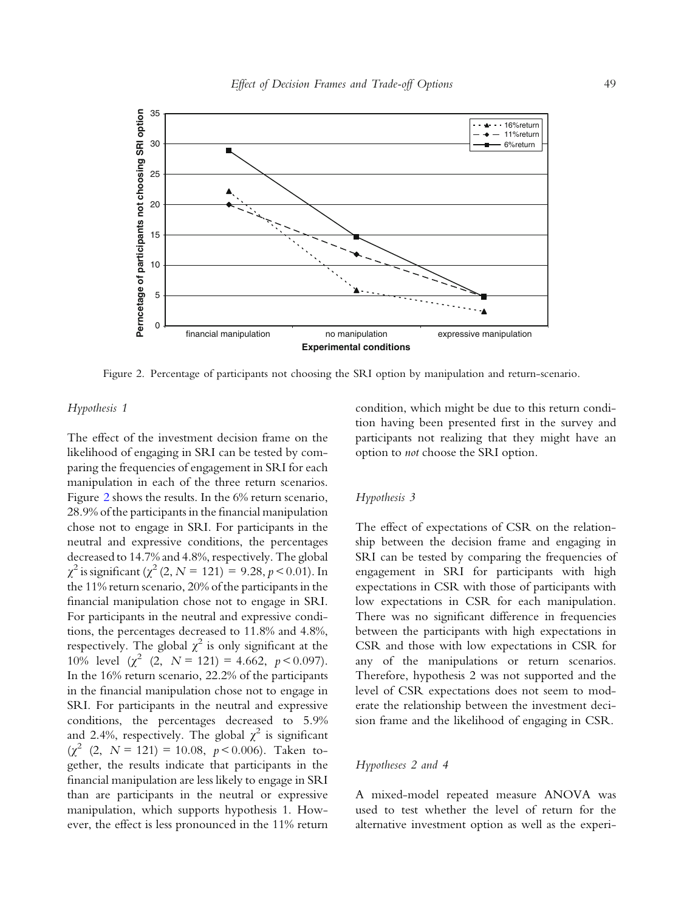Figure 2. Percentage of participants not choosing the SRI option by manipulation and return-scenario.

*Hypothesis 1*

The effect of the investment decision frame on the likelihood of engaging in SRI can be tested by comparing the frequencies of engagement in SRI for each manipulation in each of the three return scenarios. Figure 2 shows the results. In the 6% return scenario, 28.9% of the participants in the financial manipulation chose not to engage in SRI. For participants in the neutral and expressive conditions, the percentages decreased to 14.7% and 4.8%, respectively. The global $\chi^2$ is significant ($\chi^2$ (2, $N$ = 121) = 9.28, $p < 0.01$). In the 11% return scenario, 20% of the participants in the financial manipulation chose not to engage in SRI. For participants in the neutral and expressive conditions, the percentages decreased to 11.8% and 4.8%, respectively. The global $\chi^2$ is only significant at the 10% level ($\chi^2$ (2, $N$ = 121) = 4.662, $p < 0.097$). In the 16% return scenario, 22.2% of the participants in the financial manipulation chose not to engage in SRI. For participants in the neutral and expressive conditions, the percentages decreased to 5.9% and 2.4%, respectively. The global $\chi^2$ is significant ($\chi^2$ (2, $N$ = 121) = 10.08, $p < 0.006$). Taken together, the results indicate that participants in the financial manipulation are less likely to engage in SRI than are participants in the neutral or expressive manipulation, which supports hypothesis 1. However, the effect is less pronounced in the 11% return condition, which might be due to this return condition having been presented first in the survey and participants not realizing that they might have an option to *not* choose the SRI option.

*Hypothesis 3*

The effect of expectations of CSR on the relationship between the decision frame and engaging in SRI can be tested by comparing the frequencies of engagement in SRI for participants with high expectations in CSR with those of participants with low expectations in CSR for each manipulation. There was no significant difference in frequencies between the participants with high expectations in CSR and those with low expectations in CSR for any of the manipulations or return scenarios. Therefore, hypothesis 2 was not supported and the level of CSR expectations does not seem to moderate the relationship between the investment decision frame and the likelihood of engaging in CSR.

*Hypotheses 2 and 4*

A mixed-model repeated measure ANOVA was used to test whether the level of return for the alternative investment option as well as the experi-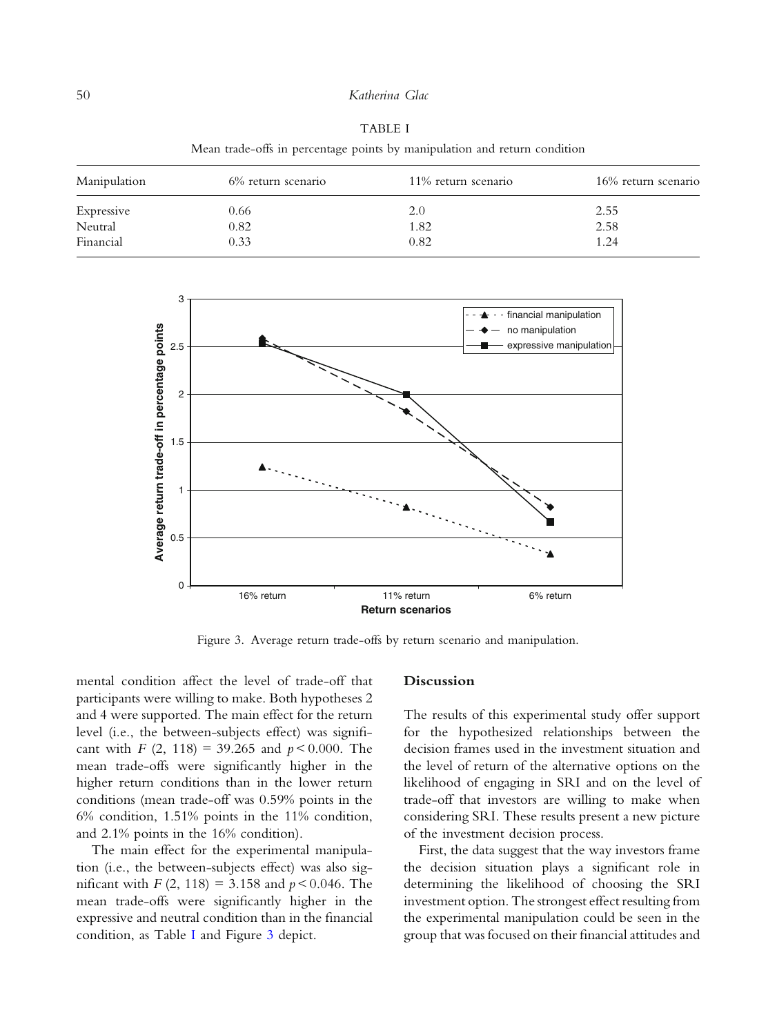TABLE I

Mean trade-offs in percentage points by manipulation and return condition

| Manipulation | 6% return scenario | 11% return scenario | 16% return scenario |
| --- | --- | --- | --- |
| Expressive | 0.66 | 2.0 | 2.55 |
| Neutral | 0.82 | 1.82 | 2.58 |
| Financial | 0.33 | 0.82 | 1.24 |

Figure 3. Average return trade-offs by return scenario and manipulation.

mental condition affect the level of trade-off that participants were willing to make. Both hypotheses 2 and 4 were supported. The main effect for the return level (i.e., the between-subjects effect) was significant with $F$ (2, 118) = 39.265 and $p < 0.000$. The mean trade-offs were significantly higher in the higher return conditions than in the lower return conditions (mean trade-off was 0.59% points in the 6% condition, 1.51% points in the 11% condition, and 2.1% points in the 16% condition).

The main effect for the experimental manipulation (i.e., the between-subjects effect) was also significant with $F$ (2, 118) = 3.158 and $p < 0.046$. The mean trade-offs were significantly higher in the expressive and neutral condition than in the financial condition, as Table I and Figure 3 depict.

## Discussion

The results of this experimental study offer support for the hypothesized relationships between the decision frames used in the investment situation and the level of return of the alternative options on the likelihood of engaging in SRI and on the level of trade-off that investors are willing to make when considering SRI. These results present a new picture of the investment decision process.

First, the data suggest that the way investors frame the decision situation plays a significant role in determining the likelihood of choosing the SRI investment option. The strongest effect resulting from the experimental manipulation could be seen in the group that was focused on their financial attitudes and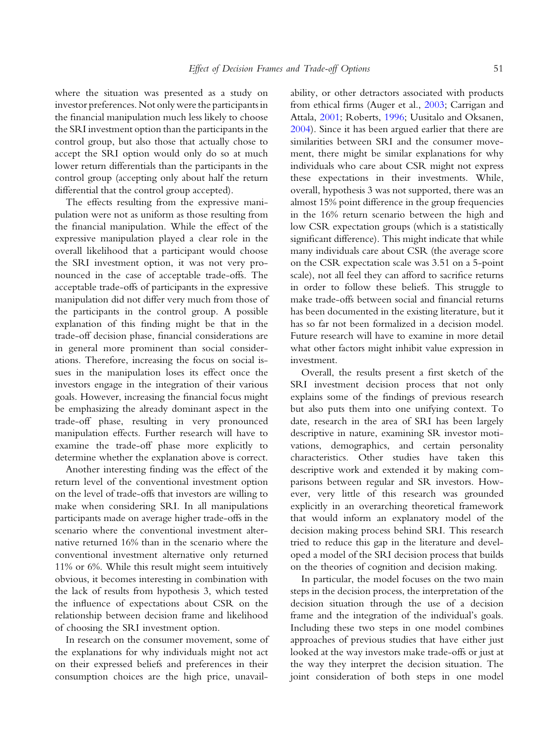where the situation was presented as a study on investor preferences. Not only were the participants in the financial manipulation much less likely to choose the SRI investment option than the participants in the control group, but also those that actually chose to accept the SRI option would only do so at much lower return differentials than the participants in the control group (accepting only about half the return differential that the control group accepted).

The effects resulting from the expressive manipulation were not as uniform as those resulting from the financial manipulation. While the effect of the expressive manipulation played a clear role in the overall likelihood that a participant would choose the SRI investment option, it was not very pronounced in the case of acceptable trade-offs. The acceptable trade-offs of participants in the expressive manipulation did not differ very much from those of the participants in the control group. A possible explanation of this finding might be that in the trade-off decision phase, financial considerations are in general more prominent than social considerations. Therefore, increasing the focus on social issues in the manipulation loses its effect once the investors engage in the integration of their various goals. However, increasing the financial focus might be emphasizing the already dominant aspect in the trade-off phase, resulting in very pronounced manipulation effects. Further research will have to examine the trade-off phase more explicitly to determine whether the explanation above is correct.

Another interesting finding was the effect of the return level of the conventional investment option on the level of trade-offs that investors are willing to make when considering SRI. In all manipulations participants made on average higher trade-offs in the scenario where the conventional investment alternative returned 16% than in the scenario where the conventional investment alternative only returned 11% or 6%. While this result might seem intuitively obvious, it becomes interesting in combination with the lack of results from hypothesis 3, which tested the influence of expectations about CSR on the relationship between decision frame and likelihood of choosing the SRI investment option.

In research on the consumer movement, some of the explanations for why individuals might not act on their expressed beliefs and preferences in their consumption choices are the high price, unavailability, or other detractors associated with products from ethical firms (Auger et al., 2003; Carrigan and Attala, 2001; Roberts, 1996; Uusitalo and Oksanen, 2004). Since it has been argued earlier that there are similarities between SRI and the consumer movement, there might be similar explanations for why individuals who care about CSR might not express these expectations in their investments. While, overall, hypothesis 3 was not supported, there was an almost 15% point difference in the group frequencies in the 16% return scenario between the high and low CSR expectation groups (which is a statistically significant difference). This might indicate that while many individuals care about CSR (the average score on the CSR expectation scale was 3.51 on a 5-point scale), not all feel they can afford to sacrifice returns in order to follow these beliefs. This struggle to make trade-offs between social and financial returns has been documented in the existing literature, but it has so far not been formalized in a decision model. Future research will have to examine in more detail what other factors might inhibit value expression in investment.

Overall, the results present a first sketch of the SRI investment decision process that not only explains some of the findings of previous research but also puts them into one unifying context. To date, research in the area of SRI has been largely descriptive in nature, examining SR investor motivations, demographics, and certain personality characteristics. Other studies have taken this descriptive work and extended it by making comparisons between regular and SR investors. However, very little of this research was grounded explicitly in an overarching theoretical framework that would inform an explanatory model of the decision making process behind SRI. This research tried to reduce this gap in the literature and developed a model of the SRI decision process that builds on the theories of cognition and decision making.

In particular, the model focuses on the two main steps in the decision process, the interpretation of the decision situation through the use of a decision frame and the integration of the individual's goals. Including these two steps in one model combines approaches of previous studies that have either just looked at the way investors make trade-offs or just at the way they interpret the decision situation. The joint consideration of both steps in one model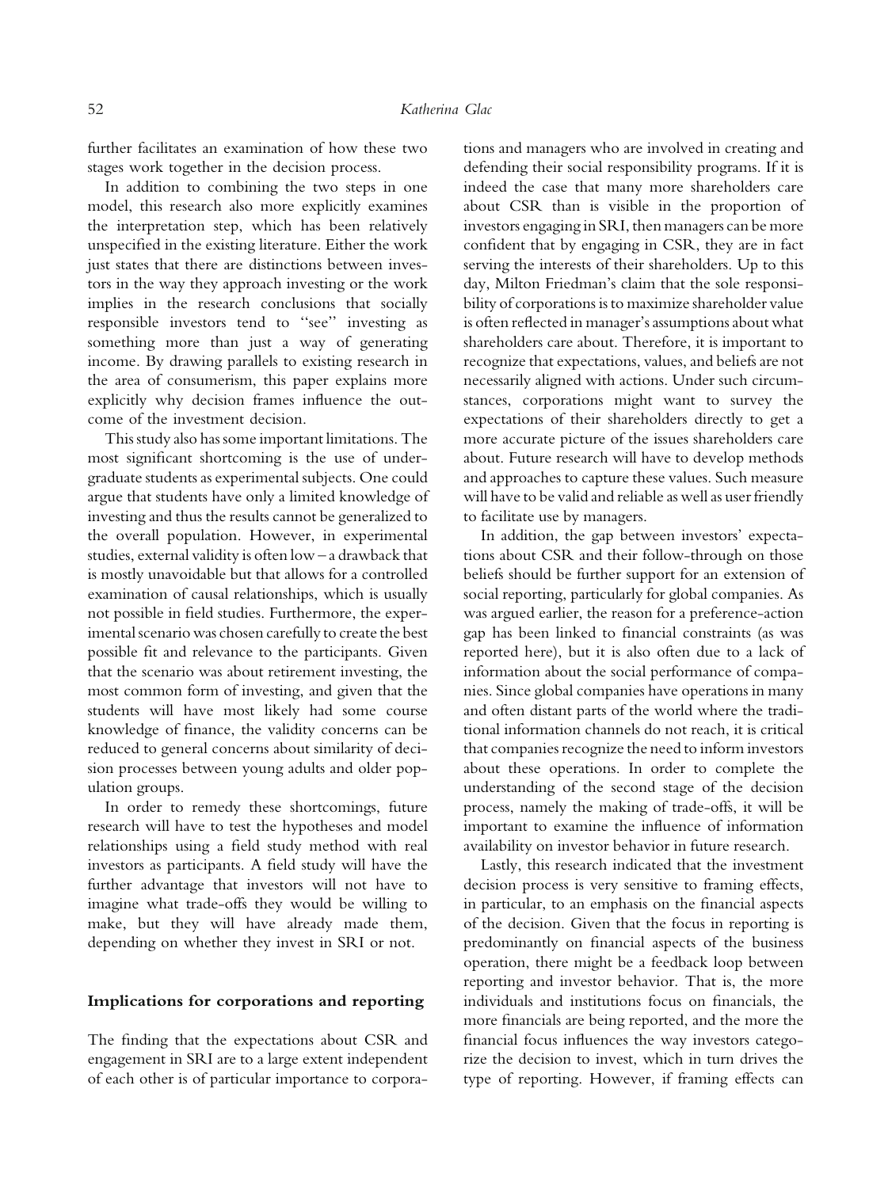further facilitates an examination of how these two stages work together in the decision process.

In addition to combining the two steps in one model, this research also more explicitly examines the interpretation step, which has been relatively unspecified in the existing literature. Either the work just states that there are distinctions between investors in the way they approach investing or the work implies in the research conclusions that socially responsible investors tend to "see" investing as something more than just a way of generating income. By drawing parallels to existing research in the area of consumerism, this paper explains more explicitly why decision frames influence the outcome of the investment decision.

This study also has some important limitations. The most significant shortcoming is the use of undergraduate students as experimental subjects. One could argue that students have only a limited knowledge of investing and thus the results cannot be generalized to the overall population. However, in experimental studies, external validity is often low – a drawback that is mostly unavoidable but that allows for a controlled examination of causal relationships, which is usually not possible in field studies. Furthermore, the experimental scenario was chosen carefully to create the best possible fit and relevance to the participants. Given that the scenario was about retirement investing, the most common form of investing, and given that the students will have most likely had some course knowledge of finance, the validity concerns can be reduced to general concerns about similarity of decision processes between young adults and older population groups.

In order to remedy these shortcomings, future research will have to test the hypotheses and model relationships using a field study method with real investors as participants. A field study will have the further advantage that investors will not have to imagine what trade-offs they would be willing to make, but they will have already made them, depending on whether they invest in SRI or not.

### Implications for corporations and reporting

The finding that the expectations about CSR and engagement in SRI are to a large extent independent of each other is of particular importance to corporations and managers who are involved in creating and defending their social responsibility programs. If it is indeed the case that many more shareholders care about CSR than is visible in the proportion of investors engaging in SRI, then managers can be more confident that by engaging in CSR, they are in fact serving the interests of their shareholders. Up to this day, Milton Friedman's claim that the sole responsibility of corporations is to maximize shareholder value is often reflected in manager's assumptions about what shareholders care about. Therefore, it is important to recognize that expectations, values, and beliefs are not necessarily aligned with actions. Under such circumstances, corporations might want to survey the expectations of their shareholders directly to get a more accurate picture of the issues shareholders care about. Future research will have to develop methods and approaches to capture these values. Such measure will have to be valid and reliable as well as user friendly to facilitate use by managers.

In addition, the gap between investors' expectations about CSR and their follow-through on those beliefs should be further support for an extension of social reporting, particularly for global companies. As was argued earlier, the reason for a preference-action gap has been linked to financial constraints (as was reported here), but it is also often due to a lack of information about the social performance of companies. Since global companies have operations in many and often distant parts of the world where the traditional information channels do not reach, it is critical that companies recognize the need to inform investors about these operations. In order to complete the understanding of the second stage of the decision process, namely the making of trade-offs, it will be important to examine the influence of information availability on investor behavior in future research.

Lastly, this research indicated that the investment decision process is very sensitive to framing effects, in particular, to an emphasis on the financial aspects of the decision. Given that the focus in reporting is predominantly on financial aspects of the business operation, there might be a feedback loop between reporting and investor behavior. That is, the more individuals and institutions focus on financials, the more financials are being reported, and the more the financial focus influences the way investors categorize the decision to invest, which in turn drives the type of reporting. However, if framing effects can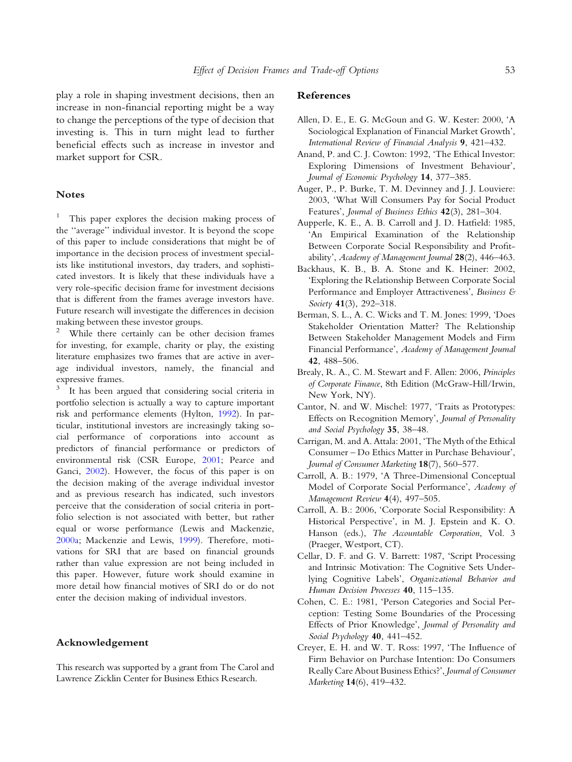play a role in shaping investment decisions, then an increase in non-financial reporting might be a way to change the perceptions of the type of decision that investing is. This in turn might lead to further beneficial effects such as increase in investor and market support for CSR.

## Notes

[1] This paper explores the decision making process of the ''average'' individual investor. It is beyond the scope of this paper to include considerations that might be of importance in the decision process of investment specialists like institutional investors, day traders, and sophisticated investors. It is likely that these individuals have a very role-specific decision frame for investment decisions that is different from the frames average investors have. Future research will investigate the differences in decision making between these investor groups.

[2] While there certainly can be other decision frames for investing, for example, charity or play, the existing literature emphasizes two frames that are active in average individual investors, namely, the financial and expressive frames.

[3] It has been argued that considering social criteria in portfolio selection is actually a way to capture important risk and performance elements (Hylton, 1992). In particular, institutional investors are increasingly taking social performance of corporations into account as predictors of financial performance or predictors of environmental risk (CSR Europe, 2001; Pearce and Ganci, 2002). However, the focus of this paper is on the decision making of the average individual investor and as previous research has indicated, such investors perceive that the consideration of social criteria in portfolio selection is not associated with better, but rather equal or worse performance (Lewis and Mackenzie, 2000a; Mackenzie and Lewis, 1999). Therefore, motivations for SRI that are based on financial grounds rather than value expression are not being included in this paper. However, future work should examine in more detail how financial motives of SRI do or do not enter the decision making of individual investors.

## Acknowledgement

This research was supported by a grant from The Carol and Lawrence Zicklin Center for Business Ethics Research.

## References

Allen, D. E., E. G. McGoun and G. W. Kester: 2000, 'A Sociological Explanation of Financial Market Growth', *International Review of Financial Analysis* **9**, 421–432.

Anand, P. and C. J. Cowton: 1992, 'The Ethical Investor: Exploring Dimensions of Investment Behaviour', *Journal of Economic Psychology* **14**, 377–385.

Auger, P., P. Burke, T. M. Devinney and J. J. Louviere: 2003, 'What Will Consumers Pay for Social Product Features', *Journal of Business Ethics* **42**(3), 281–304.

Aupperle, K. E., A. B. Carroll and J. D. Hatfield: 1985, 'An Empirical Examination of the Relationship Between Corporate Social Responsibility and Profitability', *Academy of Management Journal* **28**(2), 446–463.

Backhaus, K. B., B. A. Stone and K. Heiner: 2002, 'Exploring the Relationship Between Corporate Social Performance and Employer Attractiveness', *Business & Society* **41**(3), 292–318.

Berman, S. L., A. C. Wicks and T. M. Jones: 1999, 'Does Stakeholder Orientation Matter? The Relationship Between Stakeholder Management Models and Firm Financial Performance', *Academy of Management Journal* **42**, 488–506.

Brealy, R. A., C. M. Stewart and F. Allen: 2006, *Principles of Corporate Finance*, 8th Edition (McGraw-Hill/Irwin, New York, NY).

Cantor, N. and W. Mischel: 1977, 'Traits as Prototypes: Effects on Recognition Memory', *Journal of Personality and Social Psychology* **35**, 38–48.

Carrigan, M. and A. Attala: 2001, 'The Myth of the Ethical Consumer – Do Ethics Matter in Purchase Behaviour', *Journal of Consumer Marketing* **18**(7), 560–577.

Carroll, A. B.: 1979, 'A Three-Dimensional Conceptual Model of Corporate Social Performance', *Academy of Management Review* **4**(4), 497–505.

Carroll, A. B.: 2006, 'Corporate Social Responsibility: A Historical Perspective', in M. J. Epstein and K. O. Hanson (eds.), *The Accountable Corporation*, Vol. 3 (Praeger, Westport, CT).

Cellar, D. F. and G. V. Barrett: 1987, 'Script Processing and Intrinsic Motivation: The Cognitive Sets Underlying Cognitive Labels', *Organizational Behavior and Human Decision Processes* **40**, 115–135.

Cohen, C. E.: 1981, 'Person Categories and Social Perception: Testing Some Boundaries of the Processing Effects of Prior Knowledge', *Journal of Personality and Social Psychology* **40**, 441–452.

Creyer, E. H. and W. T. Ross: 1997, 'The Influence of Firm Behavior on Purchase Intention: Do Consumers Really Care About Business Ethics?', *Journal of Consumer Marketing* **14**(6), 419–432.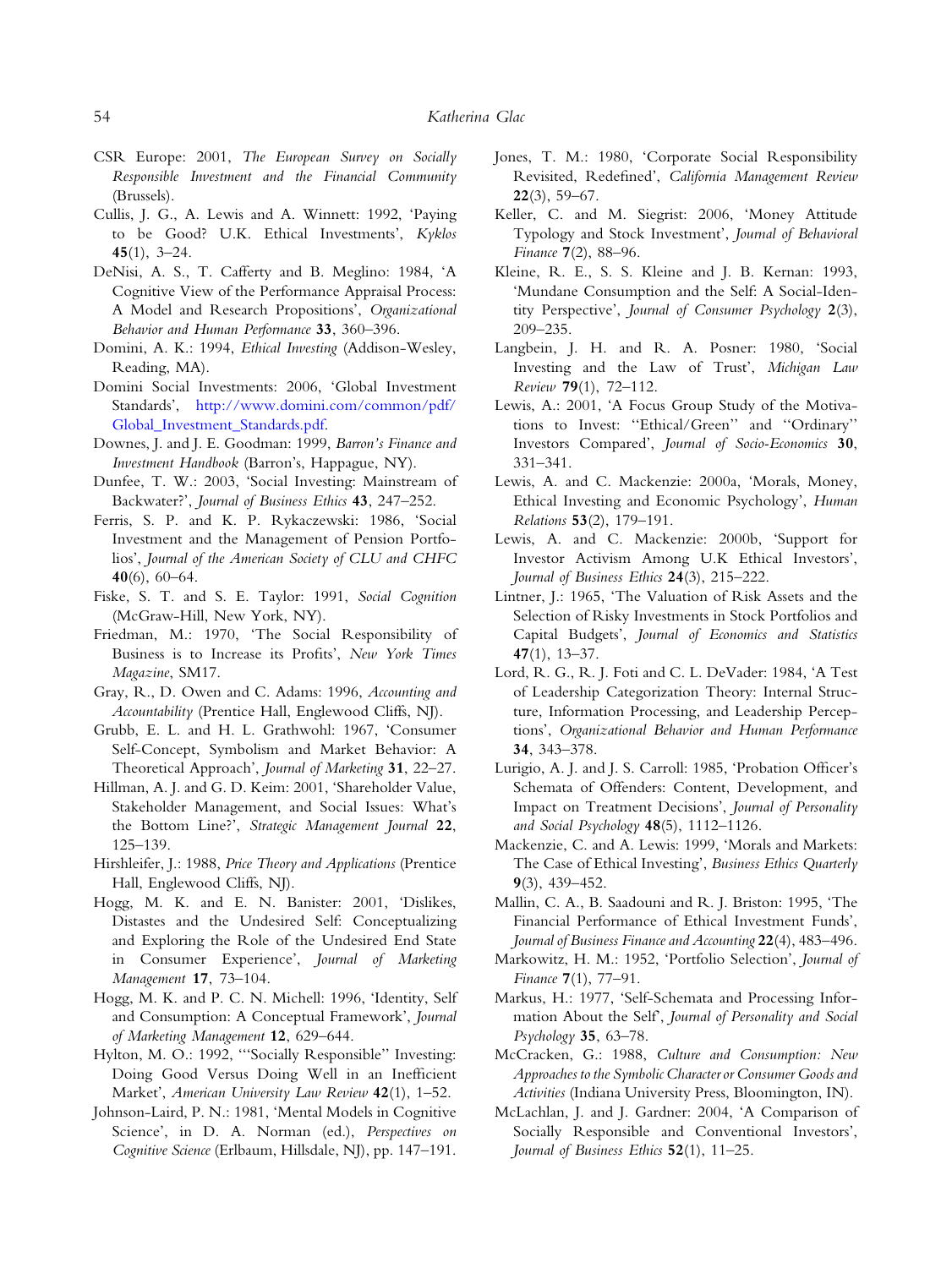CSR Europe: 2001, *The European Survey on Socially Responsible Investment and the Financial Community* (Brussels).

Cullis, J. G., A. Lewis and A. Winnett: 1992, 'Paying to be Good? U.K. Ethical Investments', *Kyklos* **45**(1), 3–24.

DeNisi, A. S., T. Cafferty and B. Meglino: 1984, 'A Cognitive View of the Performance Appraisal Process: A Model and Research Propositions', *Organizational Behavior and Human Performance* **33**, 360–396.

Domini, A. K.: 1994, *Ethical Investing* (Addison-Wesley, Reading, MA).

Domini Social Investments: 2006, 'Global Investment Standards', http://www.domini.com/common/pdf/Global_Investment_Standards.pdf.

Downes, J. and J. E. Goodman: 1999, *Barron's Finance and Investment Handbook* (Barron's, Happague, NY).

Dunfee, T. W.: 2003, 'Social Investing: Mainstream of Backwater?', *Journal of Business Ethics* **43**, 247–252.

Ferris, S. P. and K. P. Rykaczewski: 1986, 'Social Investment and the Management of Pension Portfolios', *Journal of the American Society of CLU and CHFC* **40**(6), 60–64.

Fiske, S. T. and S. E. Taylor: 1991, *Social Cognition* (McGraw-Hill, New York, NY).

Friedman, M.: 1970, 'The Social Responsibility of Business is to Increase its Profits', *New York Times Magazine*, SM17.

Gray, R., D. Owen and C. Adams: 1996, *Accounting and Accountability* (Prentice Hall, Englewood Cliffs, NJ).

Grubb, E. L. and H. L. Grathwohl: 1967, 'Consumer Self-Concept, Symbolism and Market Behavior: A Theoretical Approach', *Journal of Marketing* **31**, 22–27.

Hillman, A. J. and G. D. Keim: 2001, 'Shareholder Value, Stakeholder Management, and Social Issues: What's the Bottom Line?', *Strategic Management Journal* **22**, 125–139.

Hirshleifer, J.: 1988, *Price Theory and Applications* (Prentice Hall, Englewood Cliffs, NJ).

Hogg, M. K. and E. N. Banister: 2001, 'Dislikes, Distastes and the Undesired Self: Conceptualizing and Exploring the Role of the Undesired End State in Consumer Experience', *Journal of Marketing Management* **17**, 73–104.

Hogg, M. K. and P. C. N. Michell: 1996, 'Identity, Self and Consumption: A Conceptual Framework', *Journal of Marketing Management* **12**, 629–644.

Hylton, M. O.: 1992, '"Socially Responsible" Investing: Doing Good Versus Doing Well in an Inefficient Market', *American University Law Review* **42**(1), 1–52.

Johnson-Laird, P. N.: 1981, 'Mental Models in Cognitive Science', in D. A. Norman (ed.), *Perspectives on Cognitive Science* (Erlbaum, Hillsdale, NJ), pp. 147–191.

Jones, T. M.: 1980, 'Corporate Social Responsibility Revisited, Redefined', *California Management Review* **22**(3), 59–67.

Keller, C. and M. Siegrist: 2006, 'Money Attitude Typology and Stock Investment', *Journal of Behavioral Finance* **7**(2), 88–96.

Kleine, R. E., S. S. Kleine and J. B. Kernan: 1993, 'Mundane Consumption and the Self: A Social-Identity Perspective', *Journal of Consumer Psychology* **2**(3), 209–235.

Langbein, J. H. and R. A. Posner: 1980, 'Social Investing and the Law of Trust', *Michigan Law Review* **79**(1), 72–112.

Lewis, A.: 2001, 'A Focus Group Study of the Motivations to Invest: "Ethical/Green" and "Ordinary" Investors Compared', *Journal of Socio-Economics* **30**, 331–341.

Lewis, A. and C. Mackenzie: 2000a, 'Morals, Money, Ethical Investing and Economic Psychology', *Human Relations* **53**(2), 179–191.

Lewis, A. and C. Mackenzie: 2000b, 'Support for Investor Activism Among U.K Ethical Investors', *Journal of Business Ethics* **24**(3), 215–222.

Lintner, J.: 1965, 'The Valuation of Risk Assets and the Selection of Risky Investments in Stock Portfolios and Capital Budgets', *Journal of Economics and Statistics* **47**(1), 13–37.

Lord, R. G., R. J. Foti and C. L. DeVader: 1984, 'A Test of Leadership Categorization Theory: Internal Structure, Information Processing, and Leadership Perceptions', *Organizational Behavior and Human Performance* **34**, 343–378.

Lurigio, A. J. and J. S. Carroll: 1985, 'Probation Officer's Schemata of Offenders: Content, Development, and Impact on Treatment Decisions', *Journal of Personality and Social Psychology* **48**(5), 1112–1126.

Mackenzie, C. and A. Lewis: 1999, 'Morals and Markets: The Case of Ethical Investing', *Business Ethics Quarterly* **9**(3), 439–452.

Mallin, C. A., B. Saadouni and R. J. Briston: 1995, 'The Financial Performance of Ethical Investment Funds', *Journal of Business Finance and Accounting* **22**(4), 483–496.

Markowitz, H. M.: 1952, 'Portfolio Selection', *Journal of Finance* **7**(1), 77–91.

Markus, H.: 1977, 'Self-Schemata and Processing Information About the Self', *Journal of Personality and Social Psychology* **35**, 63–78.

McCracken, G.: 1988, *Culture and Consumption: New Approaches to the Symbolic Character or Consumer Goods and Activities* (Indiana University Press, Bloomington, IN).

McLachlan, J. and J. Gardner: 2004, 'A Comparison of Socially Responsible and Conventional Investors', *Journal of Business Ethics* **52**(1), 11–25.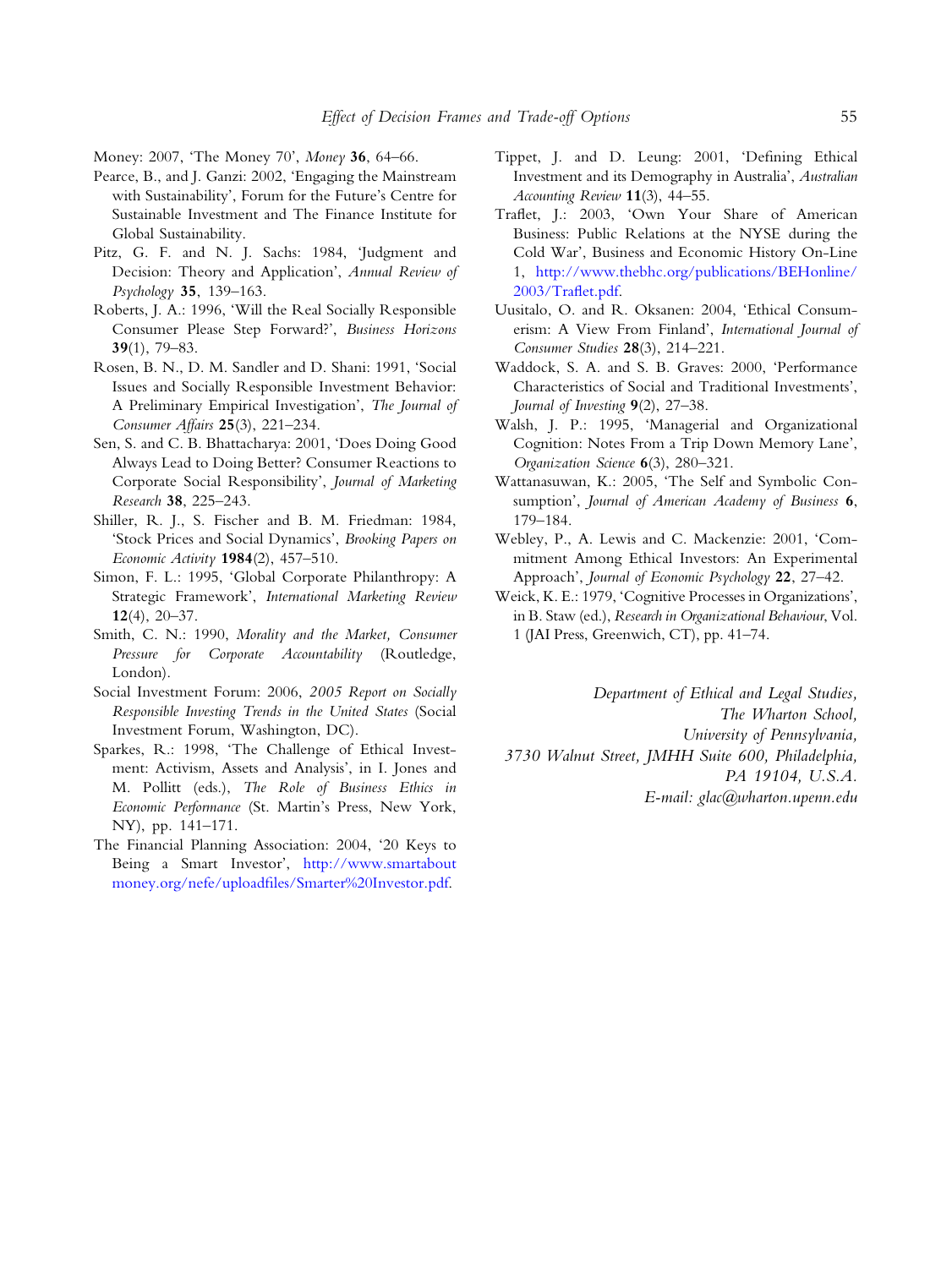Money: 2007, 'The Money 70', *Money* **36**, 64–66.

Pearce, B., and J. Ganzi: 2002, 'Engaging the Mainstream with Sustainability', Forum for the Future's Centre for Sustainable Investment and The Finance Institute for Global Sustainability.

Pitz, G. F. and N. J. Sachs: 1984, 'Judgment and Decision: Theory and Application', *Annual Review of Psychology* **35**, 139–163.

Roberts, J. A.: 1996, 'Will the Real Socially Responsible Consumer Please Step Forward?', *Business Horizons* **39**(1), 79–83.

Rosen, B. N., D. M. Sandler and D. Shani: 1991, 'Social Issues and Socially Responsible Investment Behavior: A Preliminary Empirical Investigation', *The Journal of Consumer Affairs* **25**(3), 221–234.

Sen, S. and C. B. Bhattacharya: 2001, 'Does Doing Good Always Lead to Doing Better? Consumer Reactions to Corporate Social Responsibility', *Journal of Marketing Research* **38**, 225–243.

Shiller, R. J., S. Fischer and B. M. Friedman: 1984, 'Stock Prices and Social Dynamics', *Brooking Papers on Economic Activity* **1984**(2), 457–510.

Simon, F. L.: 1995, 'Global Corporate Philanthropy: A Strategic Framework', *International Marketing Review* **12**(4), 20–37.

Smith, C. N.: 1990, *Morality and the Market, Consumer Pressure for Corporate Accountability* (Routledge, London).

Social Investment Forum: 2006, *2005 Report on Socially Responsible Investing Trends in the United States* (Social Investment Forum, Washington, DC).

Sparkes, R.: 1998, 'The Challenge of Ethical Investment: Activism, Assets and Analysis', in I. Jones and M. Pollitt (eds.), *The Role of Business Ethics in Economic Performance* (St. Martin's Press, New York, NY), pp. 141–171.

The Financial Planning Association: 2004, '20 Keys to Being a Smart Investor', http://www.smartaboutmoney.org/nefe/uploadfiles/Smarter%20Investor.pdf.

Tippet, J. and D. Leung: 2001, 'Defining Ethical Investment and its Demography in Australia', *Australian Accounting Review* **11**(3), 44–55.

Traflet, J.: 2003, 'Own Your Share of American Business: Public Relations at the NYSE during the Cold War', Business and Economic History On-Line 1, http://www.thebhc.org/publications/BEHonline/2003/Traflet.pdf.

Uusitalo, O. and R. Oksanen: 2004, 'Ethical Consumerism: A View From Finland', *International Journal of Consumer Studies* **28**(3), 214–221.

Waddock, S. A. and S. B. Graves: 2000, 'Performance Characteristics of Social and Traditional Investments', *Journal of Investing* **9**(2), 27–38.

Walsh, J. P.: 1995, 'Managerial and Organizational Cognition: Notes From a Trip Down Memory Lane', *Organization Science* **6**(3), 280–321.

Wattanasuwan, K.: 2005, 'The Self and Symbolic Consumption', *Journal of American Academy of Business* **6**, 179–184.

Webley, P., A. Lewis and C. Mackenzie: 2001, 'Commitment Among Ethical Investors: An Experimental Approach', *Journal of Economic Psychology* **22**, 27–42.

Weick, K. E.: 1979, 'Cognitive Processes in Organizations', in B. Staw (ed.), *Research in Organizational Behaviour*, Vol. 1 (JAI Press, Greenwich, CT), pp. 41–74.

*Department of Ethical and Legal Studies,*
*The Wharton School,*
*University of Pennsylvania,*
*3730 Walnut Street, JMHH Suite 600, Philadelphia,*
*PA 19104, U.S.A.*
*E-mail: glac@wharton.upenn.edu*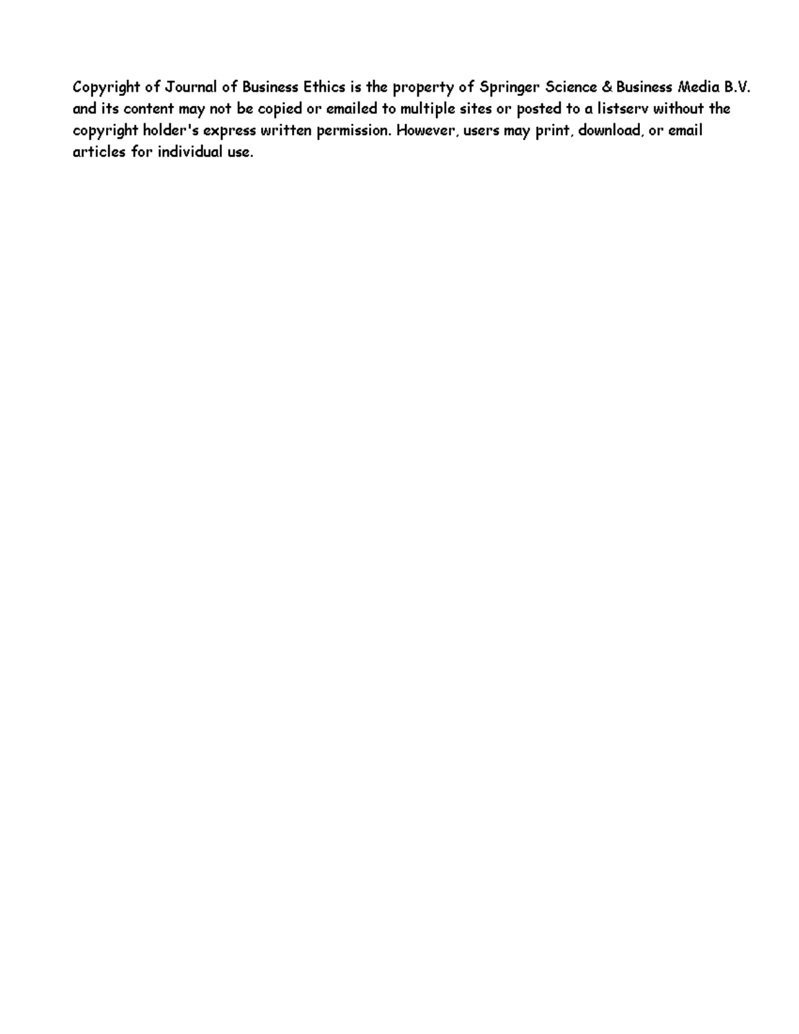Copyright of Journal of Business Ethics is the property of Springer Science & Business Media B.V. and its content may not be copied or emailed to multiple sites or posted to a listserv without the copyright holder's express written permission. However, users may print, download, or email articles for individual use.